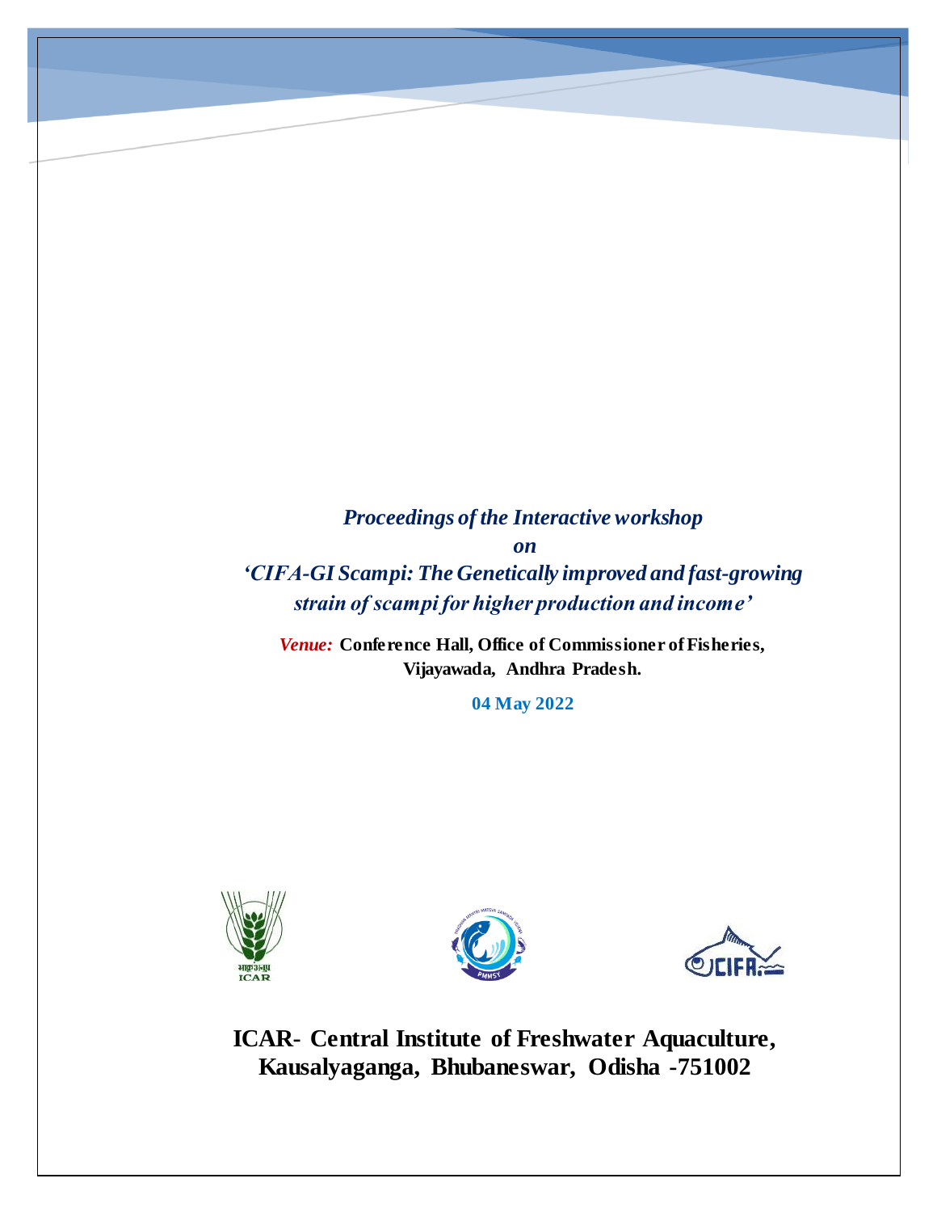***Proceedings of the Interactive workshop***

***on***

***'CIFA-GI Scampi: The Genetically improved and fast-growing strain of scampi for higher production and income'***

*Venue:* **Conference Hall, Office of Commissioner of Fisheries, Vijayawada, Andhra Pradesh.**

**04 May 2022**

**ICAR- Central Institute of Freshwater Aquaculture, Kausalyaganga, Bhubaneswar, Odisha -751002**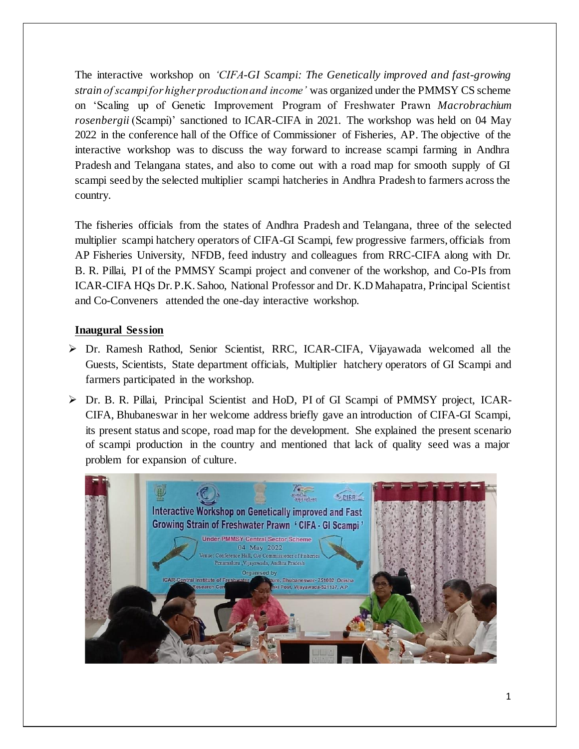The interactive workshop on *'CIFA-GI Scampi: The Genetically improved and fast-growing strain of scampi for higher production and income'* was organized under the PMMSY CS scheme on 'Scaling up of Genetic Improvement Program of Freshwater Prawn *Macrobrachium rosenbergii* (Scampi)' sanctioned to ICAR-CIFA in 2021. The workshop was held on 04 May 2022 in the conference hall of the Office of Commissioner of Fisheries, AP. The objective of the interactive workshop was to discuss the way forward to increase scampi farming in Andhra Pradesh and Telangana states, and also to come out with a road map for smooth supply of GI scampi seed by the selected multiplier scampi hatcheries in Andhra Pradesh to farmers across the country.

The fisheries officials from the states of Andhra Pradesh and Telangana, three of the selected multiplier scampi hatchery operators of CIFA-GI Scampi, few progressive farmers, officials from AP Fisheries University, NFDB, feed industry and colleagues from RRC-CIFA along with Dr. B. R. Pillai, PI of the PMMSY Scampi project and convener of the workshop, and Co-PIs from ICAR-CIFA HQs Dr. P.K. Sahoo, National Professor and Dr. K.D Mahapatra, Principal Scientist and Co-Conveners attended the one-day interactive workshop.

**Inaugural Session**

- Dr. Ramesh Rathod, Senior Scientist, RRC, ICAR-CIFA, Vijayawada welcomed all the Guests, Scientists, State department officials, Multiplier hatchery operators of GI Scampi and farmers participated in the workshop.
- Dr. B. R. Pillai, Principal Scientist and HoD, PI of GI Scampi of PMMSY project, ICAR-CIFA, Bhubaneswar in her welcome address briefly gave an introduction of CIFA-GI Scampi, its present status and scope, road map for the development. She explained the present scenario of scampi production in the country and mentioned that lack of quality seed was a major problem for expansion of culture.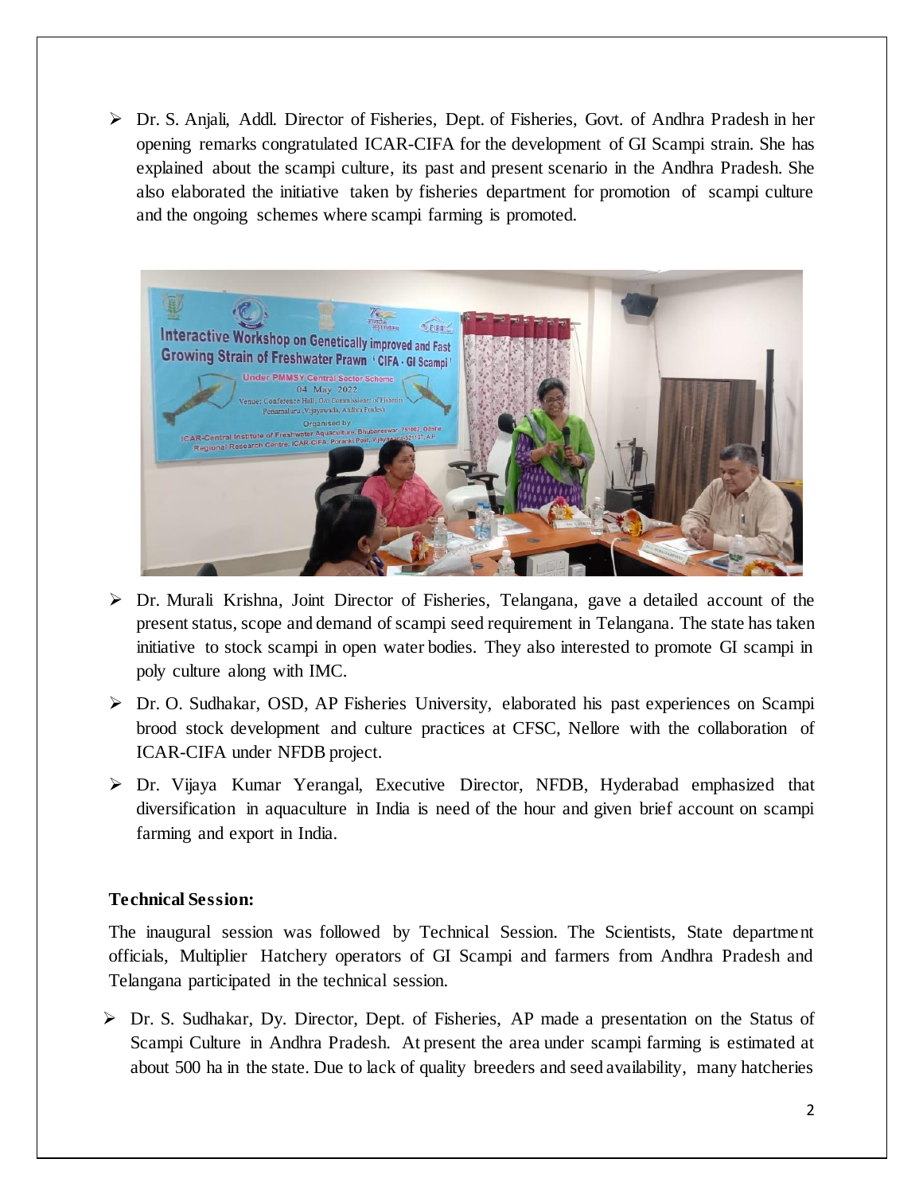- Dr. S. Anjali, Addl. Director of Fisheries, Dept. of Fisheries, Govt. of Andhra Pradesh in her opening remarks congratulated ICAR-CIFA for the development of GI Scampi strain. She has explained about the scampi culture, its past and present scenario in the Andhra Pradesh. She also elaborated the initiative taken by fisheries department for promotion of scampi culture and the ongoing schemes where scampi farming is promoted.

- Dr. Murali Krishna, Joint Director of Fisheries, Telangana, gave a detailed account of the present status, scope and demand of scampi seed requirement in Telangana. The state has taken initiative to stock scampi in open water bodies. They also interested to promote GI scampi in poly culture along with IMC.

- Dr. O. Sudhakar, OSD, AP Fisheries University, elaborated his past experiences on Scampi brood stock development and culture practices at CFSC, Nellore with the collaboration of ICAR-CIFA under NFDB project.

- Dr. Vijaya Kumar Yerangal, Executive Director, NFDB, Hyderabad emphasized that diversification in aquaculture in India is need of the hour and given brief account on scampi farming and export in India.

**Technical Session:**

The inaugural session was followed by Technical Session. The Scientists, State department officials, Multiplier Hatchery operators of GI Scampi and farmers from Andhra Pradesh and Telangana participated in the technical session.

- Dr. S. Sudhakar, Dy. Director, Dept. of Fisheries, AP made a presentation on the Status of Scampi Culture in Andhra Pradesh. At present the area under scampi farming is estimated at about 500 ha in the state. Due to lack of quality breeders and seed availability, many hatcheries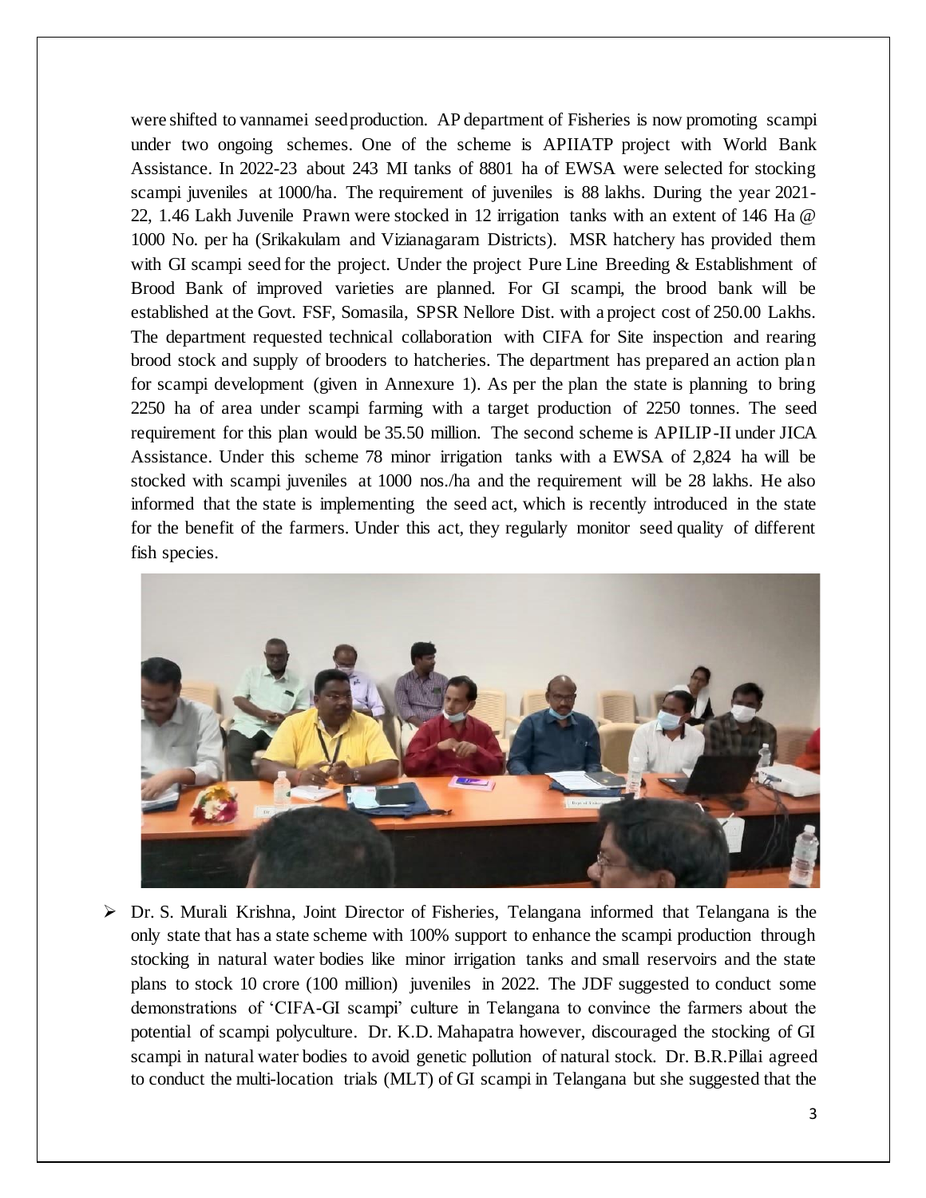were shifted to vannamei seed production. AP department of Fisheries is now promoting scampi under two ongoing schemes. One of the scheme is APIIATP project with World Bank Assistance. In 2022-23 about 243 MI tanks of 8801 ha of EWSA were selected for stocking scampi juveniles at 1000/ha. The requirement of juveniles is 88 lakhs. During the year 2021-22, 1.46 Lakh Juvenile Prawn were stocked in 12 irrigation tanks with an extent of 146 Ha @ 1000 No. per ha (Srikakulam and Vizianagaram Districts). MSR hatchery has provided them with GI scampi seed for the project. Under the project Pure Line Breeding & Establishment of Brood Bank of improved varieties are planned. For GI scampi, the brood bank will be established at the Govt. FSF, Somasila, SPSR Nellore Dist. with a project cost of 250.00 Lakhs. The department requested technical collaboration with CIFA for Site inspection and rearing brood stock and supply of brooders to hatcheries. The department has prepared an action plan for scampi development (given in Annexure 1). As per the plan the state is planning to bring 2250 ha of area under scampi farming with a target production of 2250 tonnes. The seed requirement for this plan would be 35.50 million. The second scheme is APILIP-II under JICA Assistance. Under this scheme 78 minor irrigation tanks with a EWSA of 2,824 ha will be stocked with scampi juveniles at 1000 nos./ha and the requirement will be 28 lakhs. He also informed that the state is implementing the seed act, which is recently introduced in the state for the benefit of the farmers. Under this act, they regularly monitor seed quality of different fish species.

- Dr. S. Murali Krishna, Joint Director of Fisheries, Telangana informed that Telangana is the only state that has a state scheme with 100% support to enhance the scampi production through stocking in natural water bodies like minor irrigation tanks and small reservoirs and the state plans to stock 10 crore (100 million) juveniles in 2022. The JDF suggested to conduct some demonstrations of 'CIFA-GI scampi' culture in Telangana to convince the farmers about the potential of scampi polyculture. Dr. K.D. Mahapatra however, discouraged the stocking of GI scampi in natural water bodies to avoid genetic pollution of natural stock. Dr. B.R.Pillai agreed to conduct the multi-location trials (MLT) of GI scampi in Telangana but she suggested that the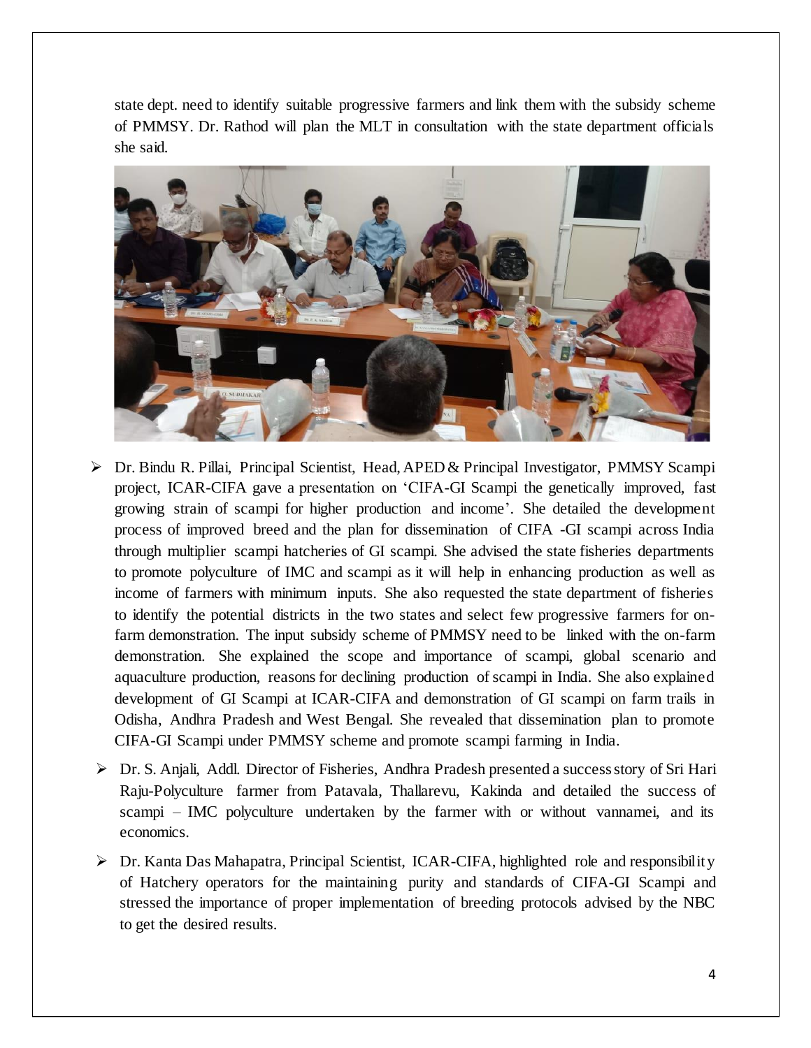state dept. need to identify suitable progressive farmers and link them with the subsidy scheme of PMMSY. Dr. Rathod will plan the MLT in consultation with the state department officials she said.

- Dr. Bindu R. Pillai, Principal Scientist, Head, APED & Principal Investigator, PMMSY Scampi project, ICAR-CIFA gave a presentation on 'CIFA-GI Scampi the genetically improved, fast growing strain of scampi for higher production and income'. She detailed the development process of improved breed and the plan for dissemination of CIFA -GI scampi across India through multiplier scampi hatcheries of GI scampi. She advised the state fisheries departments to promote polyculture of IMC and scampi as it will help in enhancing production as well as income of farmers with minimum inputs. She also requested the state department of fisheries to identify the potential districts in the two states and select few progressive farmers for on-farm demonstration. The input subsidy scheme of PMMSY need to be linked with the on-farm demonstration. She explained the scope and importance of scampi, global scenario and aquaculture production, reasons for declining production of scampi in India. She also explained development of GI Scampi at ICAR-CIFA and demonstration of GI scampi on farm trails in Odisha, Andhra Pradesh and West Bengal. She revealed that dissemination plan to promote CIFA-GI Scampi under PMMSY scheme and promote scampi farming in India.
- Dr. S. Anjali, Addl. Director of Fisheries, Andhra Pradesh presented a success story of Sri Hari Raju-Polyculture farmer from Patavala, Thallarevu, Kakinda and detailed the success of scampi – IMC polyculture undertaken by the farmer with or without vannamei, and its economics.
- Dr. Kanta Das Mahapatra, Principal Scientist, ICAR-CIFA, highlighted role and responsibility of Hatchery operators for the maintaining purity and standards of CIFA-GI Scampi and stressed the importance of proper implementation of breeding protocols advised by the NBC to get the desired results.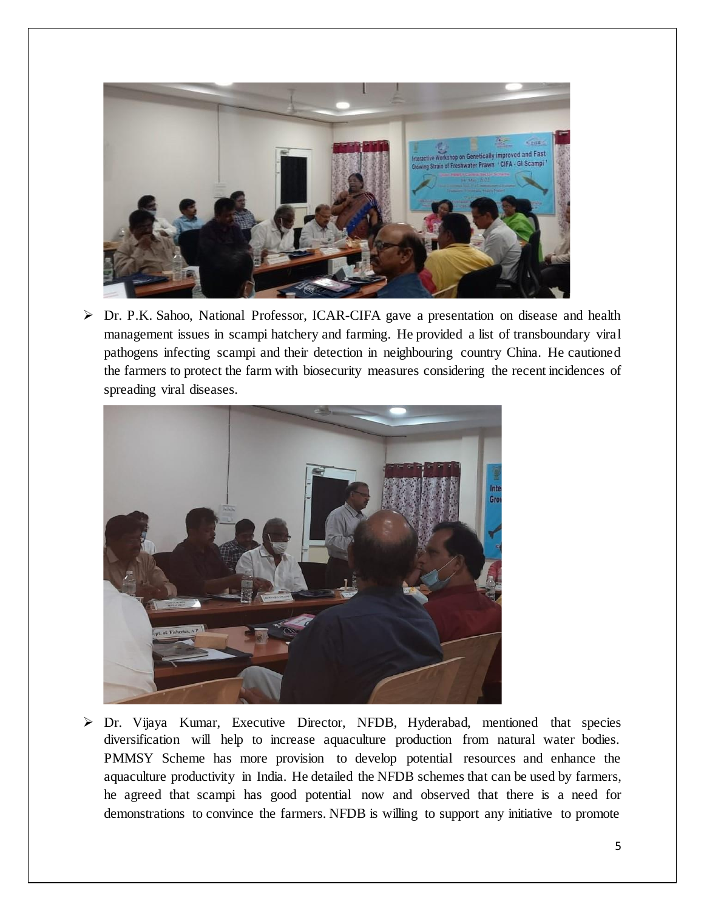- Dr. P.K. Sahoo, National Professor, ICAR-CIFA gave a presentation on disease and health management issues in scampi hatchery and farming. He provided a list of transboundary viral pathogens infecting scampi and their detection in neighbouring country China. He cautioned the farmers to protect the farm with biosecurity measures considering the recent incidences of spreading viral diseases.

- Dr. Vijaya Kumar, Executive Director, NFDB, Hyderabad, mentioned that species diversification will help to increase aquaculture production from natural water bodies. PMMSY Scheme has more provision to develop potential resources and enhance the aquaculture productivity in India. He detailed the NFDB schemes that can be used by farmers, he agreed that scampi has good potential now and observed that there is a need for demonstrations to convince the farmers. NFDB is willing to support any initiative to promote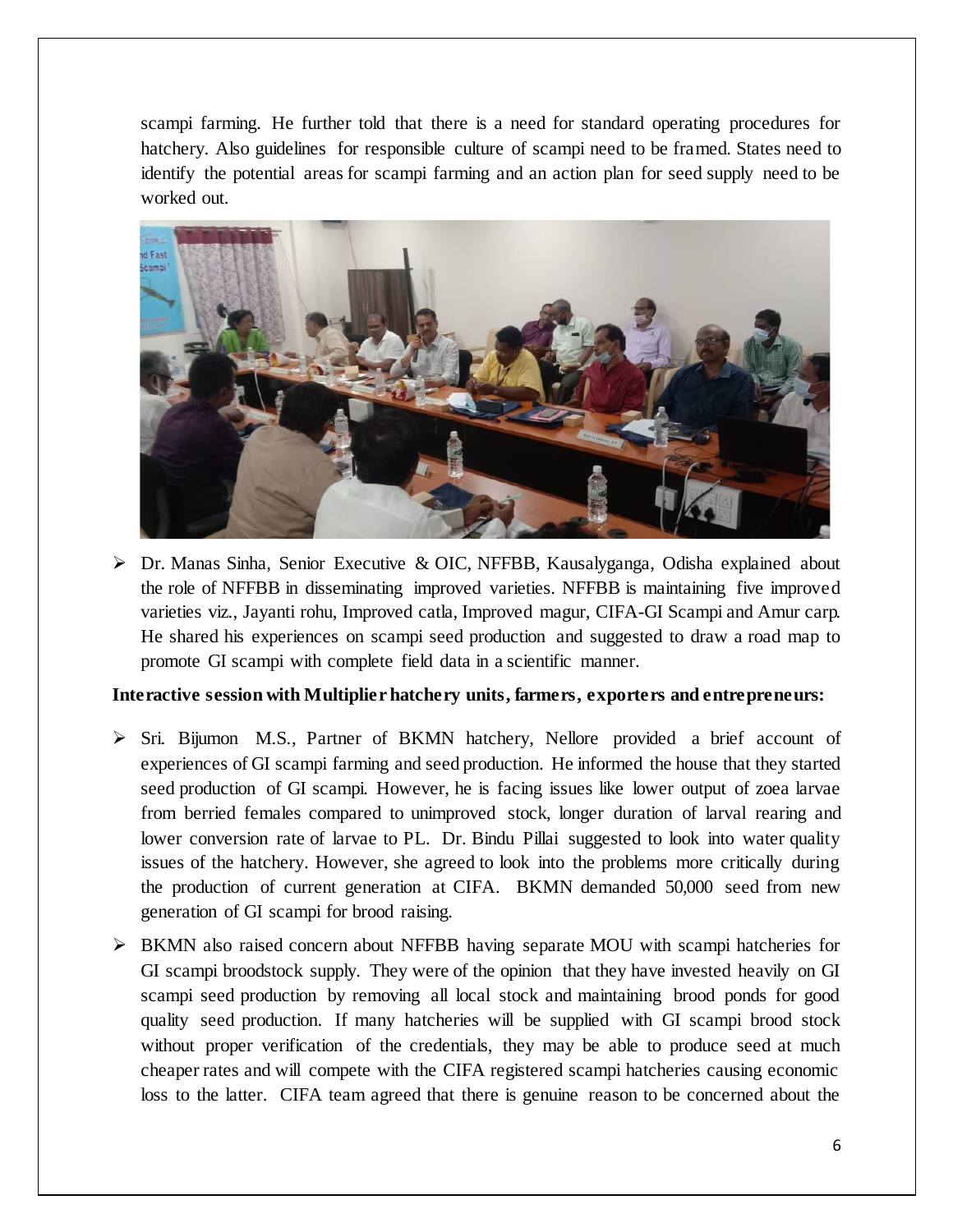scampi farming. He further told that there is a need for standard operating procedures for hatchery. Also guidelines for responsible culture of scampi need to be framed. States need to identify the potential areas for scampi farming and an action plan for seed supply need to be worked out.

- Dr. Manas Sinha, Senior Executive & OIC, NFFBB, Kausalyganga, Odisha explained about the role of NFFBB in disseminating improved varieties. NFFBB is maintaining five improved varieties viz., Jayanti rohu, Improved catla, Improved magur, CIFA-GI Scampi and Amur carp. He shared his experiences on scampi seed production and suggested to draw a road map to promote GI scampi with complete field data in a scientific manner.

**Interactive session with Multiplier hatchery units, farmers, exporters and entrepreneurs:**

- Sri. Bijumon M.S., Partner of BKMN hatchery, Nellore provided a brief account of experiences of GI scampi farming and seed production. He informed the house that they started seed production of GI scampi. However, he is facing issues like lower output of zoea larvae from berried females compared to unimproved stock, longer duration of larval rearing and lower conversion rate of larvae to PL. Dr. Bindu Pillai suggested to look into water quality issues of the hatchery. However, she agreed to look into the problems more critically during the production of current generation at CIFA. BKMN demanded 50,000 seed from new generation of GI scampi for brood raising.

- BKMN also raised concern about NFFBB having separate MOU with scampi hatcheries for GI scampi broodstock supply. They were of the opinion that they have invested heavily on GI scampi seed production by removing all local stock and maintaining brood ponds for good quality seed production. If many hatcheries will be supplied with GI scampi brood stock without proper verification of the credentials, they may be able to produce seed at much cheaper rates and will compete with the CIFA registered scampi hatcheries causing economic loss to the latter. CIFA team agreed that there is genuine reason to be concerned about the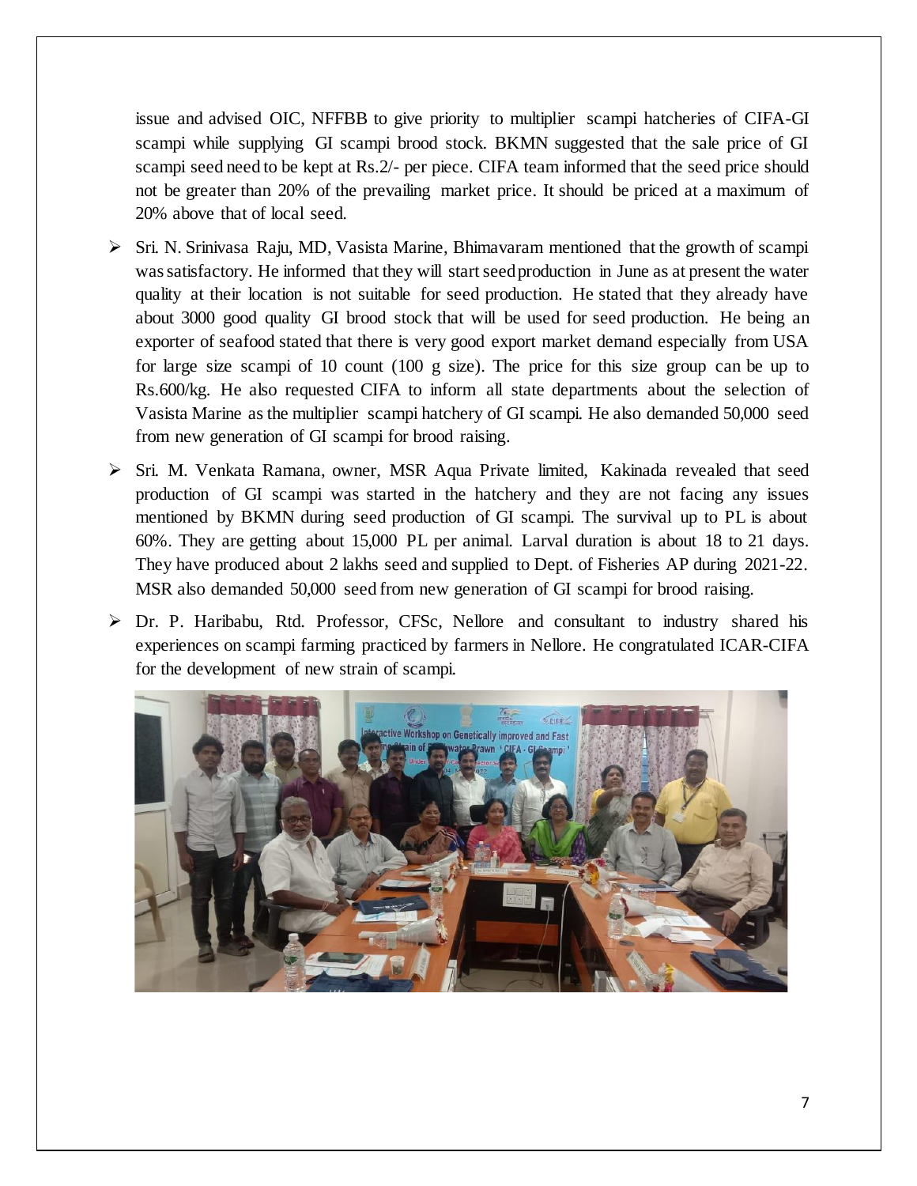issue and advised OIC, NFFBB to give priority to multiplier scampi hatcheries of CIFA-GI scampi while supplying GI scampi brood stock. BKMN suggested that the sale price of GI scampi seed need to be kept at Rs.2/- per piece. CIFA team informed that the seed price should not be greater than 20% of the prevailing market price. It should be priced at a maximum of 20% above that of local seed.

- Sri. N. Srinivasa Raju, MD, Vasista Marine, Bhimavaram mentioned that the growth of scampi was satisfactory. He informed that they will start seed production in June as at present the water quality at their location is not suitable for seed production. He stated that they already have about 3000 good quality GI brood stock that will be used for seed production. He being an exporter of seafood stated that there is very good export market demand especially from USA for large size scampi of 10 count (100 g size). The price for this size group can be up to Rs.600/kg. He also requested CIFA to inform all state departments about the selection of Vasista Marine as the multiplier scampi hatchery of GI scampi. He also demanded 50,000 seed from new generation of GI scampi for brood raising.
- Sri. M. Venkata Ramana, owner, MSR Aqua Private limited, Kakinada revealed that seed production of GI scampi was started in the hatchery and they are not facing any issues mentioned by BKMN during seed production of GI scampi. The survival up to PL is about 60%. They are getting about 15,000 PL per animal. Larval duration is about 18 to 21 days. They have produced about 2 lakhs seed and supplied to Dept. of Fisheries AP during 2021-22. MSR also demanded 50,000 seed from new generation of GI scampi for brood raising.
- Dr. P. Haribabu, Rtd. Professor, CFSc, Nellore and consultant to industry shared his experiences on scampi farming practiced by farmers in Nellore. He congratulated ICAR-CIFA for the development of new strain of scampi.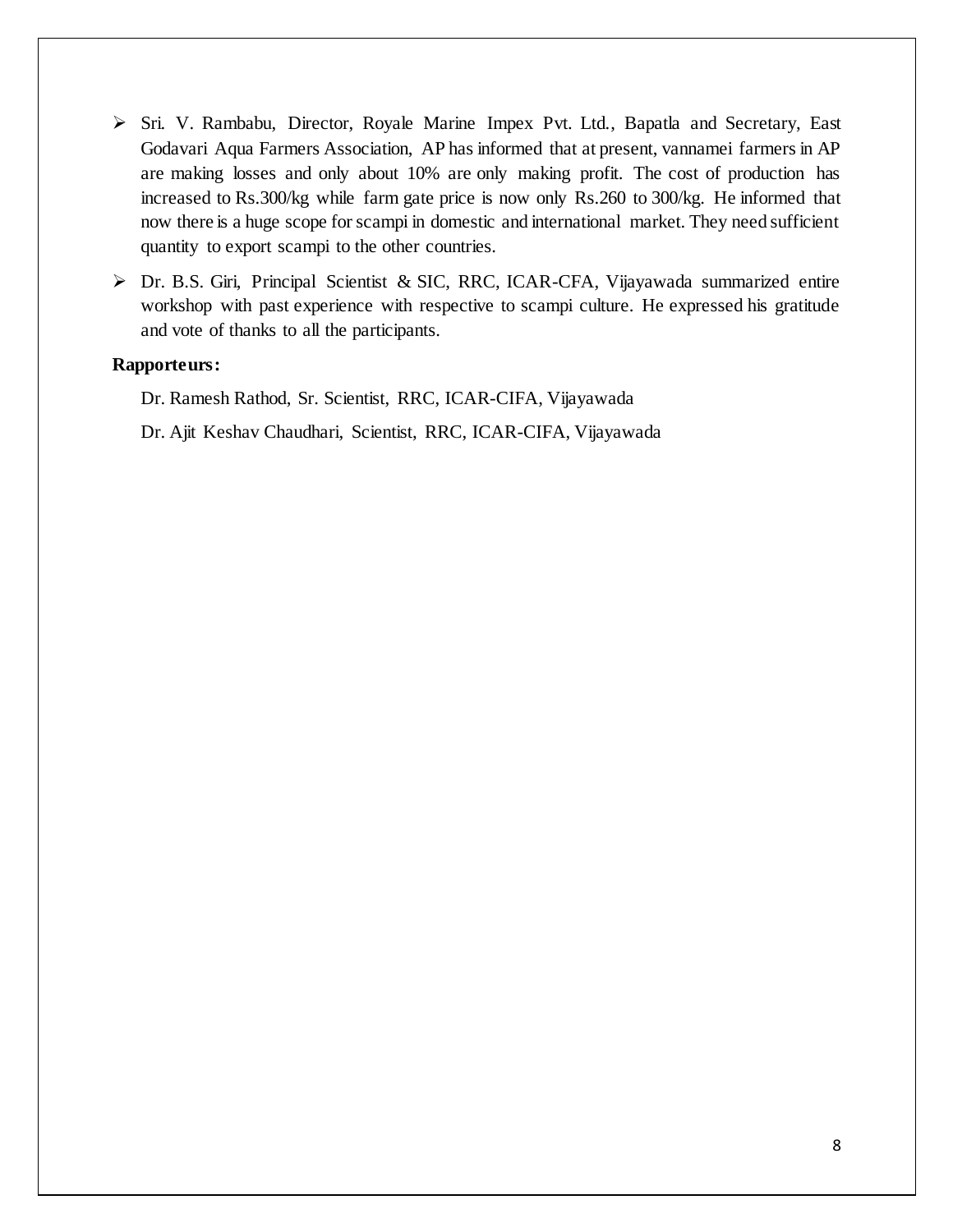- Sri. V. Rambabu, Director, Royale Marine Impex Pvt. Ltd., Bapatla and Secretary, East Godavari Aqua Farmers Association, AP has informed that at present, vannamei farmers in AP are making losses and only about 10% are only making profit. The cost of production has increased to Rs.300/kg while farm gate price is now only Rs.260 to 300/kg. He informed that now there is a huge scope for scampi in domestic and international market. They need sufficient quantity to export scampi to the other countries.
- Dr. B.S. Giri, Principal Scientist & SIC, RRC, ICAR-CFA, Vijayawada summarized entire workshop with past experience with respective to scampi culture. He expressed his gratitude and vote of thanks to all the participants.

**Rapporteurs:**

Dr. Ramesh Rathod, Sr. Scientist, RRC, ICAR-CIFA, Vijayawada

Dr. Ajit Keshav Chaudhari, Scientist, RRC, ICAR-CIFA, Vijayawada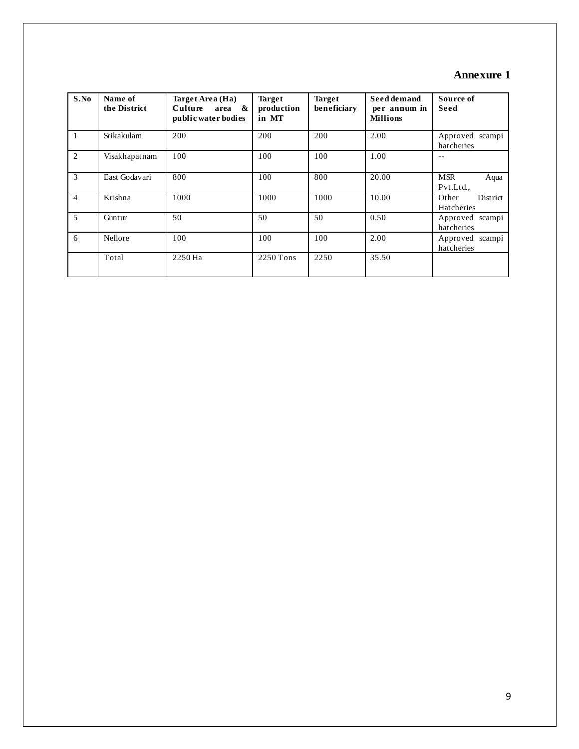**Annexure 1**

| S.No | Name of the District | Target Area (Ha) Culture area & public water bodies | Target production in MT | Target beneficiary | Seed demand per annum in Millions | Source of Seed |
|---|---|---|---|---|---|---|
| 1 | Srikakulam | 200 | 200 | 200 | 2.00 | Approved scampi hatcheries |
| 2 | Visakhapatnam | 100 | 100 | 100 | 1.00 | -- |
| 3 | East Godavari | 800 | 100 | 800 | 20.00 | MSR Aqua Pvt.Ltd., |
| 4 | Krishna | 1000 | 1000 | 1000 | 10.00 | Other District Hatcheries |
| 5 | Guntur | 50 | 50 | 50 | 0.50 | Approved scampi hatcheries |
| 6 | Nellore | 100 | 100 | 100 | 2.00 | Approved scampi hatcheries |
| | Total | 2250 Ha | 2250 Tons | 2250 | 35.50 | |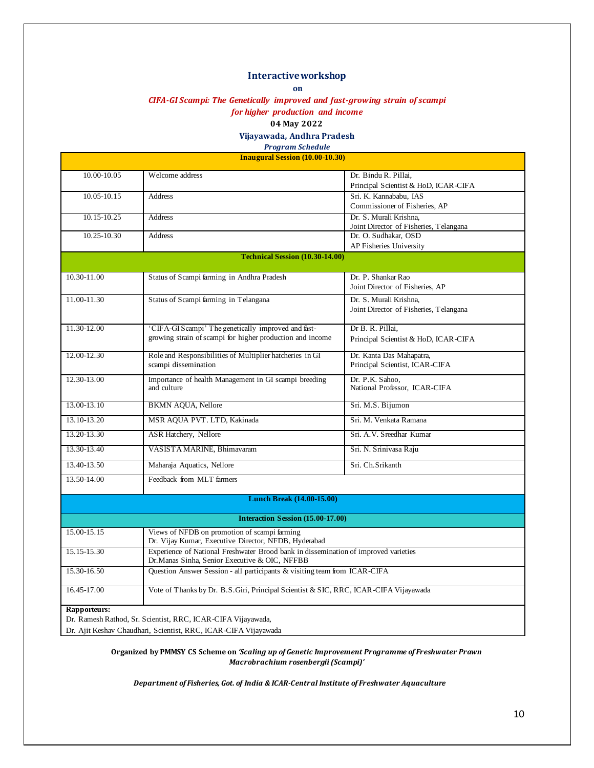## Interactive workshop

**on**

***CIFA-GI Scampi: The Genetically improved and fast-growing strain of scampi for higher production and income***

**04 May 2022**

**Vijayawada, Andhra Pradesh**

***Program Schedule***

| | | |
|---|---|---|
| **Inaugural Session (10.00-10.30)** | | |
| 10.00-10.05 | Welcome address | Dr. Bindu R. Pillai, Principal Scientist & HoD, ICAR-CIFA |
| 10.05-10.15 | Address | Sri. K. Kannababu, IAS Commissioner of Fisheries, AP |
| 10.15-10.25 | Address | Dr. S. Murali Krishna, Joint Director of Fisheries, Telangana |
| 10.25-10.30 | Address | Dr. O. Sudhakar, OSD AP Fisheries University |
| **Technical Session (10.30-14.00)** | | |
| 10.30-11.00 | Status of Scampi farming in Andhra Pradesh | Dr. P. Shankar Rao Joint Director of Fisheries, AP |
| 11.00-11.30 | Status of Scampi farming in Telangana | Dr. S. Murali Krishna, Joint Director of Fisheries, Telangana |
| 11.30-12.00 | 'CIFA-GI Scampi' The genetically improved and fast-growing strain of scampi for higher production and income | Dr B. R. Pillai, Principal Scientist & HoD, ICAR-CIFA |
| 12.00-12.30 | Role and Responsibilities of Multiplier hatcheries in GI scampi dissemination | Dr. Kanta Das Mahapatra, Principal Scientist, ICAR-CIFA |
| 12.30-13.00 | Importance of health Management in GI scampi breeding and culture | Dr. P.K. Sahoo, National Professor, ICAR-CIFA |
| 13.00-13.10 | BKMN AQUA, Nellore | Sri. M.S. Bijumon |
| 13.10-13.20 | MSR AQUA PVT. LTD, Kakinada | Sri. M. Venkata Ramana |
| 13.20-13.30 | ASR Hatchery, Nellore | Sri. A.V. Sreedhar Kumar |
| 13.30-13.40 | VASISTA MARINE, Bhimavaram | Sri. N. Srinivasa Raju |
| 13.40-13.50 | Maharaja Aquatics, Nellore | Sri. Ch.Srikanth |
| 13.50-14.00 | Feedback from MLT farmers | |
| **Lunch Break (14.00-15.00)** | | |
| **Interaction Session (15.00-17.00)** | | |
| 15.00-15.15 | Views of NFDB on promotion of scampi farming Dr. Vijay Kumar, Executive Director, NFDB, Hyderabad | |
| 15.15-15.30 | Experience of National Freshwater Brood bank in dissemination of improved varieties Dr.Manas Sinha, Senior Executive & OIC, NFFBB | |
| 15.30-16.50 | Question Answer Session - all participants & visiting team from ICAR-CIFA | |
| 16.45-17.00 | Vote of Thanks by Dr. B.S.Giri, Principal Scientist & SIC, RRC, ICAR-CIFA Vijayawada | |

**Rapporteurs:**
Dr. Ramesh Rathod, Sr. Scientist, RRC, ICAR-CIFA Vijayawada,
Dr. Ajit Keshav Chaudhari, Scientist, RRC, ICAR-CIFA Vijayawada

**Organized by PMMSY CS Scheme on *'Scaling up of Genetic Improvement Programme of Freshwater Prawn Macrobrachium rosenbergii (Scampi)'***

***Department of Fisheries, Got. of India & ICAR-Central Institute of Freshwater Aquaculture***